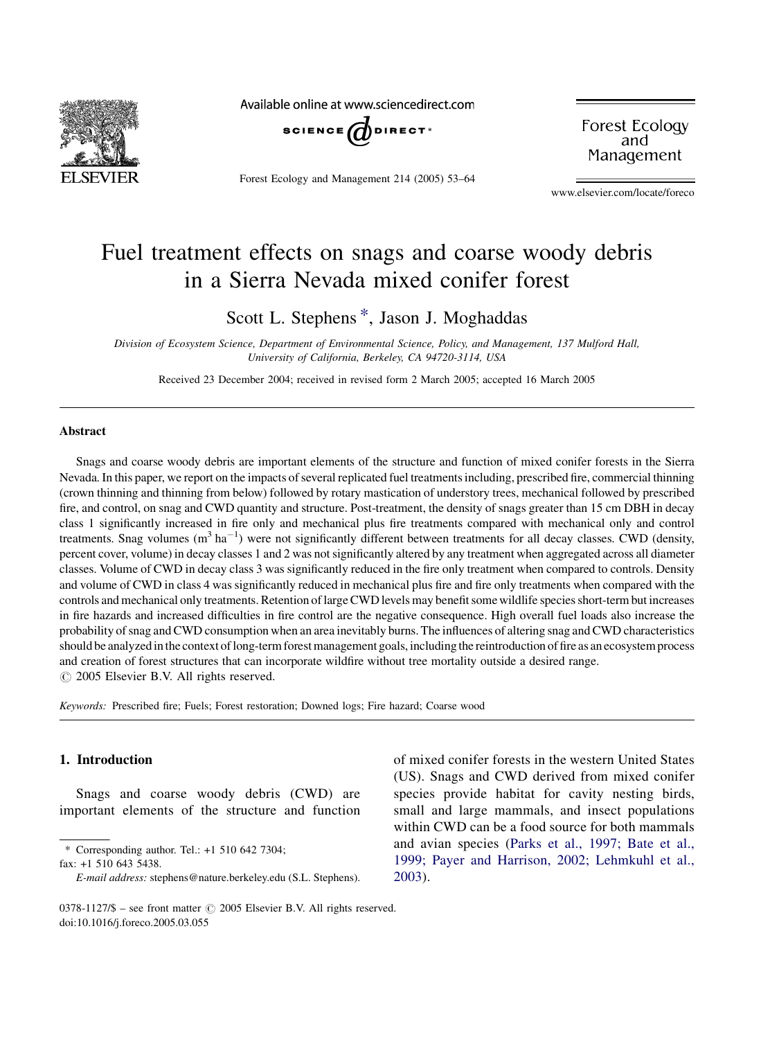# Fuel treatment effects on snags and coarse woody debris in a Sierra Nevada mixed conifer forest

Scott L. Stephens *, Jason J. Moghaddas

*Division of Ecosystem Science, Department of Environmental Science, Policy, and Management, 137 Mulford Hall, University of California, Berkeley, CA 94720-3114, USA*

Received 23 December 2004; received in revised form 2 March 2005; accepted 16 March 2005

## Abstract

Snags and coarse woody debris are important elements of the structure and function of mixed conifer forests in the Sierra Nevada. In this paper, we report on the impacts of several replicated fuel treatments including, prescribed fire, commercial thinning (crown thinning and thinning from below) followed by rotary mastication of understory trees, mechanical followed by prescribed fire, and control, on snag and CWD quantity and structure. Post-treatment, the density of snags greater than 15 cm DBH in decay class 1 significantly increased in fire only and mechanical plus fire treatments compared with mechanical only and control treatments. Snag volumes ($m^3\ ha^{-1}$) were not significantly different between treatments for all decay classes. CWD (density, percent cover, volume) in decay classes 1 and 2 was not significantly altered by any treatment when aggregated across all diameter classes. Volume of CWD in decay class 3 was significantly reduced in the fire only treatment when compared to controls. Density and volume of CWD in class 4 was significantly reduced in mechanical plus fire and fire only treatments when compared with the controls and mechanical only treatments. Retention of large CWD levels may benefit some wildlife species short-term but increases in fire hazards and increased difficulties in fire control are the negative consequence. High overall fuel loads also increase the probability of snag and CWD consumption when an area inevitably burns. The influences of altering snag and CWD characteristics should be analyzed in the context of long-term forest management goals, including the reintroduction of fire as an ecosystem process and creation of forest structures that can incorporate wildfire without tree mortality outside a desired range.

© 2005 Elsevier B.V. All rights reserved.

*Keywords:* Prescribed fire; Fuels; Forest restoration; Downed logs; Fire hazard; Coarse wood

## 1. Introduction

Snags and coarse woody debris (CWD) are important elements of the structure and function of mixed conifer forests in the western United States (US). Snags and CWD derived from mixed conifer species provide habitat for cavity nesting birds, small and large mammals, and insect populations within CWD can be a food source for both mammals and avian species (Parks et al., 1997; Bate et al., 1999; Payer and Harrison, 2002; Lehmkuhl et al., 2003).

* Corresponding author. Tel.: +1 510 642 7304; fax: +1 510 643 5438.
*E-mail address:* stephens@nature.berkeley.edu (S.L. Stephens).

0378-1127/$ – see front matter © 2005 Elsevier B.V. All rights reserved.
doi:10.1016/j.foreco.2005.03.055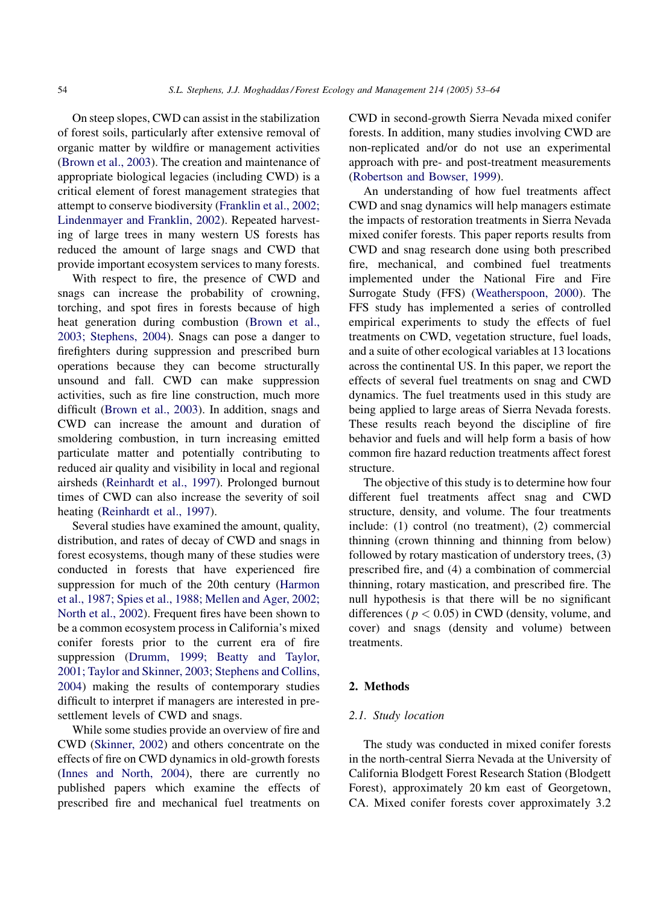On steep slopes, CWD can assist in the stabilization of forest soils, particularly after extensive removal of organic matter by wildfire or management activities (Brown et al., 2003). The creation and maintenance of appropriate biological legacies (including CWD) is a critical element of forest management strategies that attempt to conserve biodiversity (Franklin et al., 2002; Lindenmayer and Franklin, 2002). Repeated harvesting of large trees in many western US forests has reduced the amount of large snags and CWD that provide important ecosystem services to many forests.

With respect to fire, the presence of CWD and snags can increase the probability of crowning, torching, and spot fires in forests because of high heat generation during combustion (Brown et al., 2003; Stephens, 2004). Snags can pose a danger to firefighters during suppression and prescribed burn operations because they can become structurally unsound and fall. CWD can make suppression activities, such as fire line construction, much more difficult (Brown et al., 2003). In addition, snags and CWD can increase the amount and duration of smoldering combustion, in turn increasing emitted particulate matter and potentially contributing to reduced air quality and visibility in local and regional airsheds (Reinhardt et al., 1997). Prolonged burnout times of CWD can also increase the severity of soil heating (Reinhardt et al., 1997).

Several studies have examined the amount, quality, distribution, and rates of decay of CWD and snags in forest ecosystems, though many of these studies were conducted in forests that have experienced fire suppression for much of the 20th century (Harmon et al., 1987; Spies et al., 1988; Mellen and Ager, 2002; North et al., 2002). Frequent fires have been shown to be a common ecosystem process in California's mixed conifer forests prior to the current era of fire suppression (Drumm, 1999; Beatty and Taylor, 2001; Taylor and Skinner, 2003; Stephens and Collins, 2004) making the results of contemporary studies difficult to interpret if managers are interested in pre-settlement levels of CWD and snags.

While some studies provide an overview of fire and CWD (Skinner, 2002) and others concentrate on the effects of fire on CWD dynamics in old-growth forests (Innes and North, 2004), there are currently no published papers which examine the effects of prescribed fire and mechanical fuel treatments on CWD in second-growth Sierra Nevada mixed conifer forests. In addition, many studies involving CWD are non-replicated and/or do not use an experimental approach with pre- and post-treatment measurements (Robertson and Bowser, 1999).

An understanding of how fuel treatments affect CWD and snag dynamics will help managers estimate the impacts of restoration treatments in Sierra Nevada mixed conifer forests. This paper reports results from CWD and snag research done using both prescribed fire, mechanical, and combined fuel treatments implemented under the National Fire and Fire Surrogate Study (FFS) (Weatherspoon, 2000). The FFS study has implemented a series of controlled empirical experiments to study the effects of fuel treatments on CWD, vegetation structure, fuel loads, and a suite of other ecological variables at 13 locations across the continental US. In this paper, we report the effects of several fuel treatments on snag and CWD dynamics. The fuel treatments used in this study are being applied to large areas of Sierra Nevada forests. These results reach beyond the discipline of fire behavior and fuels and will help form a basis of how common fire hazard reduction treatments affect forest structure.

The objective of this study is to determine how four different fuel treatments affect snag and CWD structure, density, and volume. The four treatments include: (1) control (no treatment), (2) commercial thinning (crown thinning and thinning from below) followed by rotary mastication of understory trees, (3) prescribed fire, and (4) a combination of commercial thinning, rotary mastication, and prescribed fire. The null hypothesis is that there will be no significant differences ($p < 0.05$) in CWD (density, volume, and cover) and snags (density and volume) between treatments.

## 2. Methods

### 2.1. Study location

The study was conducted in mixed conifer forests in the north-central Sierra Nevada at the University of California Blodgett Forest Research Station (Blodgett Forest), approximately 20 km east of Georgetown, CA. Mixed conifer forests cover approximately 3.2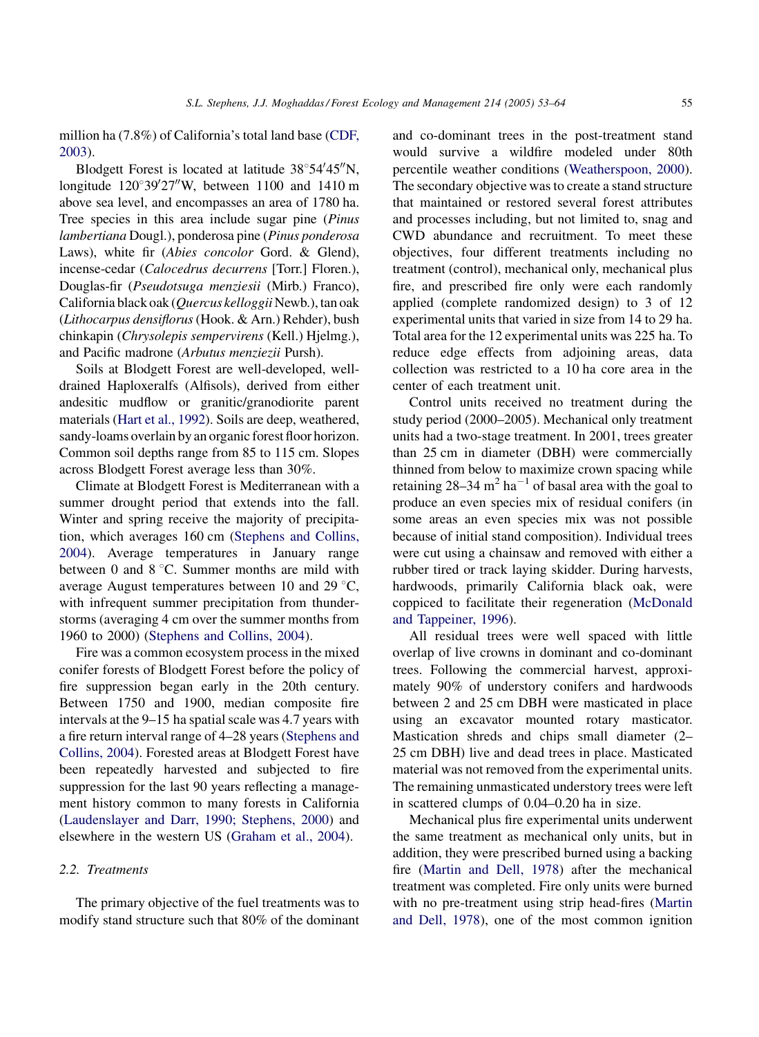million ha (7.8%) of California's total land base (CDF, 2003).

Blodgett Forest is located at latitude 38°54′45″N, longitude 120°39′27″W, between 1100 and 1410 m above sea level, and encompasses an area of 1780 ha. Tree species in this area include sugar pine (*Pinus lambertiana* Dougl.), ponderosa pine (*Pinus ponderosa* Laws), white fir (*Abies concolor* Gord. & Glend), incense-cedar (*Calocedrus decurrens* [Torr.] Floren.), Douglas-fir (*Pseudotsuga menziesii* (Mirb.) Franco), California black oak (*Quercus kelloggii* Newb.), tan oak (*Lithocarpus densiflorus* (Hook. & Arn.) Rehder), bush chinkapin (*Chrysolepis sempervirens* (Kell.) Hjelmg.), and Pacific madrone (*Arbutus menziezii* Pursh).

Soils at Blodgett Forest are well-developed, well-drained Haploxeralfs (Alfisols), derived from either andesitic mudflow or granitic/granodiorite parent materials (Hart et al., 1992). Soils are deep, weathered, sandy-loams overlain by an organic forest floor horizon. Common soil depths range from 85 to 115 cm. Slopes across Blodgett Forest average less than 30%.

Climate at Blodgett Forest is Mediterranean with a summer drought period that extends into the fall. Winter and spring receive the majority of precipitation, which averages 160 cm (Stephens and Collins, 2004). Average temperatures in January range between 0 and 8 °C. Summer months are mild with average August temperatures between 10 and 29 °C, with infrequent summer precipitation from thunderstorms (averaging 4 cm over the summer months from 1960 to 2000) (Stephens and Collins, 2004).

Fire was a common ecosystem process in the mixed conifer forests of Blodgett Forest before the policy of fire suppression began early in the 20th century. Between 1750 and 1900, median composite fire intervals at the 9–15 ha spatial scale was 4.7 years with a fire return interval range of 4–28 years (Stephens and Collins, 2004). Forested areas at Blodgett Forest have been repeatedly harvested and subjected to fire suppression for the last 90 years reflecting a management history common to many forests in California (Laudenslayer and Darr, 1990; Stephens, 2000) and elsewhere in the western US (Graham et al., 2004).

### 2.2. Treatments

The primary objective of the fuel treatments was to modify stand structure such that 80% of the dominant and co-dominant trees in the post-treatment stand would survive a wildfire modeled under 80th percentile weather conditions (Weatherspoon, 2000). The secondary objective was to create a stand structure that maintained or restored several forest attributes and processes including, but not limited to, snag and CWD abundance and recruitment. To meet these objectives, four different treatments including no treatment (control), mechanical only, mechanical plus fire, and prescribed fire only were each randomly applied (complete randomized design) to 3 of 12 experimental units that varied in size from 14 to 29 ha. Total area for the 12 experimental units was 225 ha. To reduce edge effects from adjoining areas, data collection was restricted to a 10 ha core area in the center of each treatment unit.

Control units received no treatment during the study period (2000–2005). Mechanical only treatment units had a two-stage treatment. In 2001, trees greater than 25 cm in diameter (DBH) were commercially thinned from below to maximize crown spacing while retaining 28–34 $m^2$ $ha^{-1}$ of basal area with the goal to produce an even species mix of residual conifers (in some areas an even species mix was not possible because of initial stand composition). Individual trees were cut using a chainsaw and removed with either a rubber tired or track laying skidder. During harvests, hardwoods, primarily California black oak, were coppiced to facilitate their regeneration (McDonald and Tappeiner, 1996).

All residual trees were well spaced with little overlap of live crowns in dominant and co-dominant trees. Following the commercial harvest, approximately 90% of understory conifers and hardwoods between 2 and 25 cm DBH were masticated in place using an excavator mounted rotary masticator. Mastication shreds and chips small diameter (2–25 cm DBH) live and dead trees in place. Masticated material was not removed from the experimental units. The remaining unmasticated understory trees were left in scattered clumps of 0.04–0.20 ha in size.

Mechanical plus fire experimental units underwent the same treatment as mechanical only units, but in addition, they were prescribed burned using a backing fire (Martin and Dell, 1978) after the mechanical treatment was completed. Fire only units were burned with no pre-treatment using strip head-fires (Martin and Dell, 1978), one of the most common ignition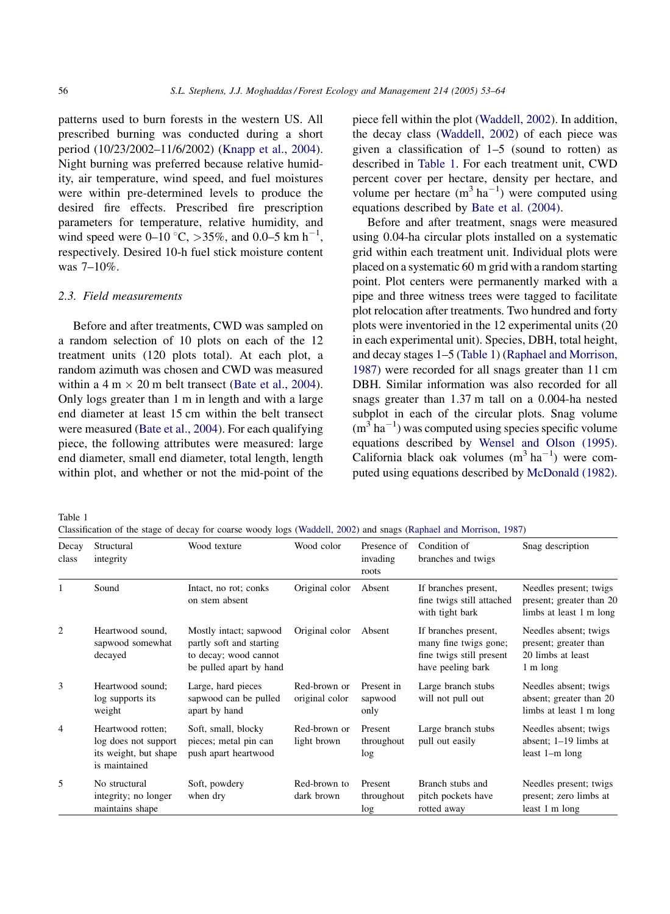patterns used to burn forests in the western US. All prescribed burning was conducted during a short period (10/23/2002–11/6/2002) (Knapp et al., 2004). Night burning was preferred because relative humidity, air temperature, wind speed, and fuel moistures were within pre-determined levels to produce the desired fire effects. Prescribed fire prescription parameters for temperature, relative humidity, and wind speed were 0–10 °C, >35%, and 0.0–5 km $h^{-1}$, respectively. Desired 10-h fuel stick moisture content was 7–10%.

### 2.3. Field measurements

Before and after treatments, CWD was sampled on a random selection of 10 plots on each of the 12 treatment units (120 plots total). At each plot, a random azimuth was chosen and CWD was measured within a 4 m × 20 m belt transect (Bate et al., 2004). Only logs greater than 1 m in length and with a large end diameter at least 15 cm within the belt transect were measured (Bate et al., 2004). For each qualifying piece, the following attributes were measured: large end diameter, small end diameter, total length, length within plot, and whether or not the mid-point of the piece fell within the plot (Waddell, 2002). In addition, the decay class (Waddell, 2002) of each piece was given a classification of 1–5 (sound to rotten) as described in Table 1. For each treatment unit, CWD percent cover per hectare, density per hectare, and volume per hectare ($m^3$ $ha^{-1}$) were computed using equations described by Bate et al. (2004).

Before and after treatment, snags were measured using 0.04-ha circular plots installed on a systematic grid within each treatment unit. Individual plots were placed on a systematic 60 m grid with a random starting point. Plot centers were permanently marked with a pipe and three witness trees were tagged to facilitate plot relocation after treatments. Two hundred and forty plots were inventoried in the 12 experimental units (20 in each experimental unit). Species, DBH, total height, and decay stages 1–5 (Table 1) (Raphael and Morrison, 1987) were recorded for all snags greater than 11 cm DBH. Similar information was also recorded for all snags greater than 1.37 m tall on a 0.004-ha nested subplot in each of the circular plots. Snag volume ($m^3$ $ha^{-1}$) was computed using species specific volume equations described by Wensel and Olson (1995). California black oak volumes ($m^3$ $ha^{-1}$) were computed using equations described by McDonald (1982).

Table 1
Classification of the stage of decay for coarse woody logs (Waddell, 2002) and snags (Raphael and Morrison, 1987)

| Decay class | Structural integrity | Wood texture | Wood color | Presence of invading roots | Condition of branches and twigs | Snag description |
|---|---|---|---|---|---|---|
| 1 | Sound | Intact, no rot; conks on stem absent | Original color | Absent | If branches present, fine twigs still attached with tight bark | Needles present; twigs present; greater than 20 limbs at least 1 m long |
| 2 | Heartwood sound, sapwood somewhat decayed | Mostly intact; sapwood partly soft and starting to decay; wood cannot be pulled apart by hand | Original color | Absent | If branches present, many fine twigs gone; fine twigs still present have peeling bark | Needles absent; twigs present; greater than 20 limbs at least 1 m long |
| 3 | Heartwood sound; log supports its weight | Large, hard pieces sapwood can be pulled apart by hand | Red-brown or original color | Present in sapwood only | Large branch stubs will not pull out | Needles absent; twigs absent; greater than 20 limbs at least 1 m long |
| 4 | Heartwood rotten; log does not support its weight, but shape is maintained | Soft, small, blocky pieces; metal pin can push apart heartwood | Red-brown or light brown | Present throughout log | Large branch stubs pull out easily | Needles absent; twigs absent; 1–19 limbs at least 1–m long |
| 5 | No structural integrity; no longer maintains shape | Soft, powdery when dry | Red-brown to dark brown | Present throughout log | Branch stubs and pitch pockets have rotted away | Needles present; twigs present; zero limbs at least 1 m long |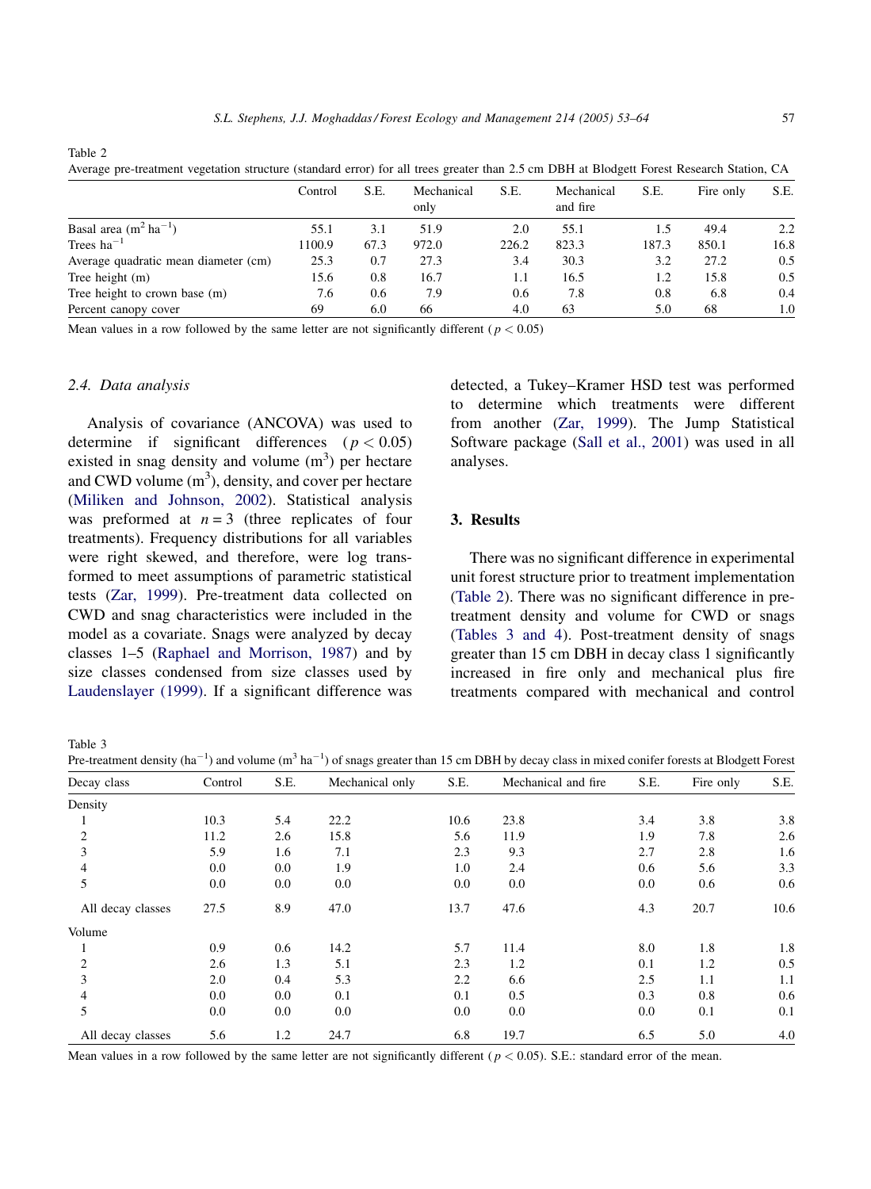Table 2
Average pre-treatment vegetation structure (standard error) for all trees greater than 2.5 cm DBH at Blodgett Forest Research Station, CA

| | Control | S.E. | Mechanical only | S.E. | Mechanical and fire | S.E. | Fire only | S.E. |
|---|---|---|---|---|---|---|---|---|
| Basal area ($m^2$ $ha^{-1}$) | 55.1 | 3.1 | 51.9 | 2.0 | 55.1 | 1.5 | 49.4 | 2.2 |
| Trees $ha^{-1}$ | 1100.9 | 67.3 | 972.0 | 226.2 | 823.3 | 187.3 | 850.1 | 16.8 |
| Average quadratic mean diameter (cm) | 25.3 | 0.7 | 27.3 | 3.4 | 30.3 | 3.2 | 27.2 | 0.5 |
| Tree height (m) | 15.6 | 0.8 | 16.7 | 1.1 | 16.5 | 1.2 | 15.8 | 0.5 |
| Tree height to crown base (m) | 7.6 | 0.6 | 7.9 | 0.6 | 7.8 | 0.8 | 6.8 | 0.4 |
| Percent canopy cover | 69 | 6.0 | 66 | 4.0 | 63 | 5.0 | 68 | 1.0 |

Mean values in a row followed by the same letter are not significantly different ($p < 0.05$)

### 2.4. Data analysis

Analysis of covariance (ANCOVA) was used to determine if significant differences ($p < 0.05$) existed in snag density and volume ($m^3$) per hectare and CWD volume ($m^3$), density, and cover per hectare (Miliken and Johnson, 2002). Statistical analysis was preformed at $n = 3$ (three replicates of four treatments). Frequency distributions for all variables were right skewed, and therefore, were log transformed to meet assumptions of parametric statistical tests (Zar, 1999). Pre-treatment data collected on CWD and snag characteristics were included in the model as a covariate. Snags were analyzed by decay classes 1–5 (Raphael and Morrison, 1987) and by size classes condensed from size classes used by Laudenslayer (1999). If a significant difference was detected, a Tukey–Kramer HSD test was performed to determine which treatments were different from another (Zar, 1999). The Jump Statistical Software package (Sall et al., 2001) was used in all analyses.

## 3. Results

There was no significant difference in experimental unit forest structure prior to treatment implementation (Table 2). There was no significant difference in pre-treatment density and volume for CWD or snags (Tables 3 and 4). Post-treatment density of snags greater than 15 cm DBH in decay class 1 significantly increased in fire only and mechanical plus fire treatments compared with mechanical and control

Table 3
Pre-treatment density ($ha^{-1}$) and volume ($m^3$ $ha^{-1}$) of snags greater than 15 cm DBH by decay class in mixed conifer forests at Blodgett Forest

| Decay class | Control | S.E. | Mechanical only | S.E. | Mechanical and fire | S.E. | Fire only | S.E. |
|---|---|---|---|---|---|---|---|---|
| Density | | | | | | | | |
| 1 | 10.3 | 5.4 | 22.2 | 10.6 | 23.8 | 3.4 | 3.8 | 3.8 |
| 2 | 11.2 | 2.6 | 15.8 | 5.6 | 11.9 | 1.9 | 7.8 | 2.6 |
| 3 | 5.9 | 1.6 | 7.1 | 2.3 | 9.3 | 2.7 | 2.8 | 1.6 |
| 4 | 0.0 | 0.0 | 1.9 | 1.0 | 2.4 | 0.6 | 5.6 | 3.3 |
| 5 | 0.0 | 0.0 | 0.0 | 0.0 | 0.0 | 0.0 | 0.6 | 0.6 |
| All decay classes | 27.5 | 8.9 | 47.0 | 13.7 | 47.6 | 4.3 | 20.7 | 10.6 |
| Volume | | | | | | | | |
| 1 | 0.9 | 0.6 | 14.2 | 5.7 | 11.4 | 8.0 | 1.8 | 1.8 |
| 2 | 2.6 | 1.3 | 5.1 | 2.3 | 1.2 | 0.1 | 1.2 | 0.5 |
| 3 | 2.0 | 0.4 | 5.3 | 2.2 | 6.6 | 2.5 | 1.1 | 1.1 |
| 4 | 0.0 | 0.0 | 0.1 | 0.1 | 0.5 | 0.3 | 0.8 | 0.6 |
| 5 | 0.0 | 0.0 | 0.0 | 0.0 | 0.0 | 0.0 | 0.1 | 0.1 |
| All decay classes | 5.6 | 1.2 | 24.7 | 6.8 | 19.7 | 6.5 | 5.0 | 4.0 |

Mean values in a row followed by the same letter are not significantly different ($p < 0.05$). S.E.: standard error of the mean.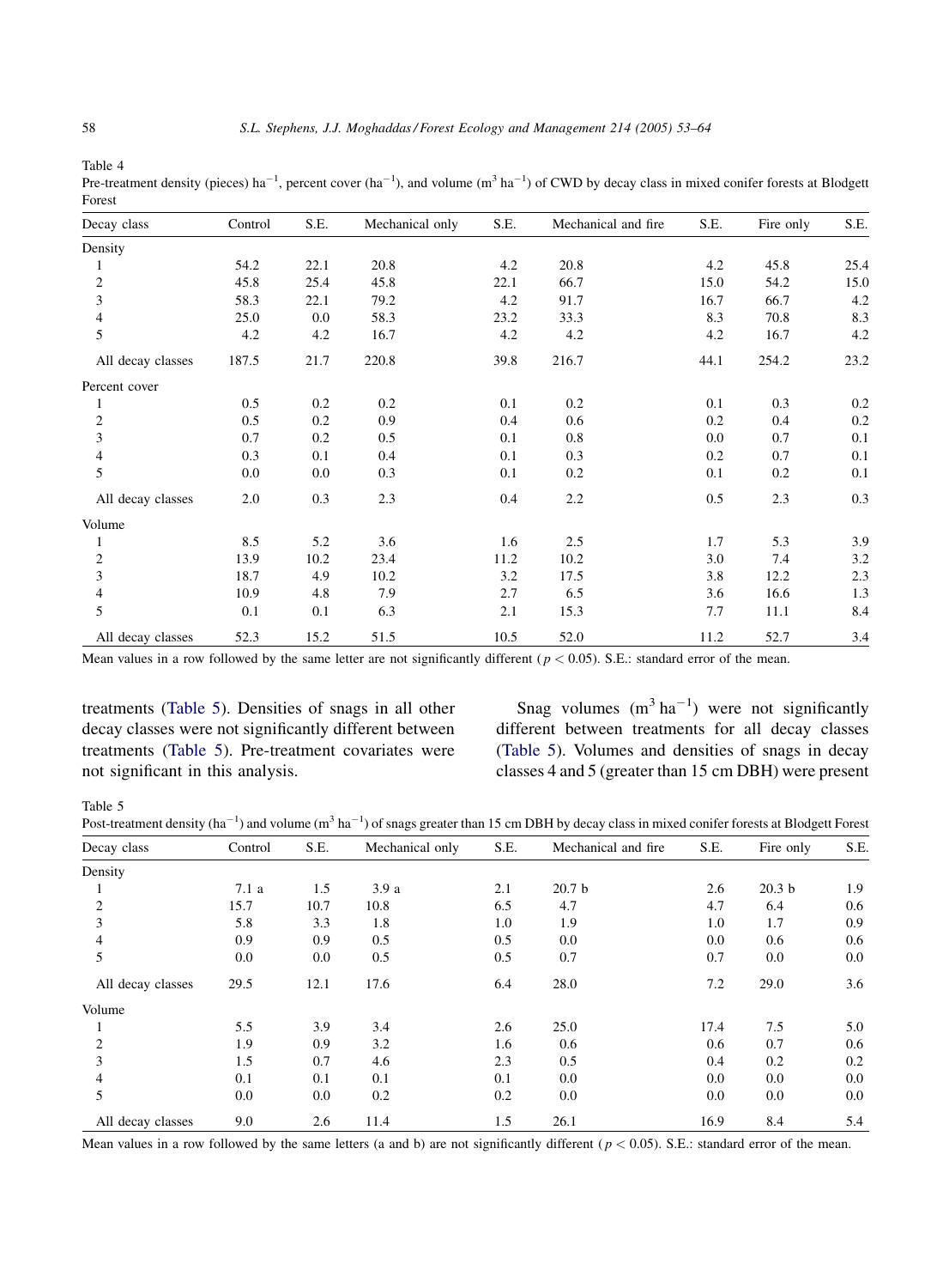Table 4

Pre-treatment density (pieces) $ha^{-1}$, percent cover ($ha^{-1}$), and volume ($m^3$ $ha^{-1}$) of CWD by decay class in mixed conifer forests at Blodgett Forest

| Decay class | Control | S.E. | Mechanical only | S.E. | Mechanical and fire | S.E. | Fire only | S.E. |
|---|---|---|---|---|---|---|---|---|
| Density | | | | | | | | |
| 1 | 54.2 | 22.1 | 20.8 | 4.2 | 20.8 | 4.2 | 45.8 | 25.4 |
| 2 | 45.8 | 25.4 | 45.8 | 22.1 | 66.7 | 15.0 | 54.2 | 15.0 |
| 3 | 58.3 | 22.1 | 79.2 | 4.2 | 91.7 | 16.7 | 66.7 | 4.2 |
| 4 | 25.0 | 0.0 | 58.3 | 23.2 | 33.3 | 8.3 | 70.8 | 8.3 |
| 5 | 4.2 | 4.2 | 16.7 | 4.2 | 4.2 | 4.2 | 16.7 | 4.2 |
| All decay classes | 187.5 | 21.7 | 220.8 | 39.8 | 216.7 | 44.1 | 254.2 | 23.2 |
| Percent cover | | | | | | | | |
| 1 | 0.5 | 0.2 | 0.2 | 0.1 | 0.2 | 0.1 | 0.3 | 0.2 |
| 2 | 0.5 | 0.2 | 0.9 | 0.4 | 0.6 | 0.2 | 0.4 | 0.2 |
| 3 | 0.7 | 0.2 | 0.5 | 0.1 | 0.8 | 0.0 | 0.7 | 0.1 |
| 4 | 0.3 | 0.1 | 0.4 | 0.1 | 0.3 | 0.2 | 0.7 | 0.1 |
| 5 | 0.0 | 0.0 | 0.3 | 0.1 | 0.2 | 0.1 | 0.2 | 0.1 |
| All decay classes | 2.0 | 0.3 | 2.3 | 0.4 | 2.2 | 0.5 | 2.3 | 0.3 |
| Volume | | | | | | | | |
| 1 | 8.5 | 5.2 | 3.6 | 1.6 | 2.5 | 1.7 | 5.3 | 3.9 |
| 2 | 13.9 | 10.2 | 23.4 | 11.2 | 10.2 | 3.0 | 7.4 | 3.2 |
| 3 | 18.7 | 4.9 | 10.2 | 3.2 | 17.5 | 3.8 | 12.2 | 2.3 |
| 4 | 10.9 | 4.8 | 7.9 | 2.7 | 6.5 | 3.6 | 16.6 | 1.3 |
| 5 | 0.1 | 0.1 | 6.3 | 2.1 | 15.3 | 7.7 | 11.1 | 8.4 |
| All decay classes | 52.3 | 15.2 | 51.5 | 10.5 | 52.0 | 11.2 | 52.7 | 3.4 |

Mean values in a row followed by the same letter are not significantly different ($p < 0.05$). S.E.: standard error of the mean.

treatments (Table 5). Densities of snags in all other decay classes were not significantly different between treatments (Table 5). Pre-treatment covariates were not significant in this analysis.

Snag volumes ($m^3$ $ha^{-1}$) were not significantly different between treatments for all decay classes (Table 5). Volumes and densities of snags in decay classes 4 and 5 (greater than 15 cm DBH) were present

Table 5

Post-treatment density ($ha^{-1}$) and volume ($m^3$ $ha^{-1}$) of snags greater than 15 cm DBH by decay class in mixed conifer forests at Blodgett Forest

| Decay class | Control | S.E. | Mechanical only | S.E. | Mechanical and fire | S.E. | Fire only | S.E. |
|---|---|---|---|---|---|---|---|---|
| Density | | | | | | | | |
| 1 | 7.1 a | 1.5 | 3.9 a | 2.1 | 20.7 b | 2.6 | 20.3 b | 1.9 |
| 2 | 15.7 | 10.7 | 10.8 | 6.5 | 4.7 | 4.7 | 6.4 | 0.6 |
| 3 | 5.8 | 3.3 | 1.8 | 1.0 | 1.9 | 1.0 | 1.7 | 0.9 |
| 4 | 0.9 | 0.9 | 0.5 | 0.5 | 0.0 | 0.0 | 0.6 | 0.6 |
| 5 | 0.0 | 0.0 | 0.5 | 0.5 | 0.7 | 0.7 | 0.0 | 0.0 |
| All decay classes | 29.5 | 12.1 | 17.6 | 6.4 | 28.0 | 7.2 | 29.0 | 3.6 |
| Volume | | | | | | | | |
| 1 | 5.5 | 3.9 | 3.4 | 2.6 | 25.0 | 17.4 | 7.5 | 5.0 |
| 2 | 1.9 | 0.9 | 3.2 | 1.6 | 0.6 | 0.6 | 0.7 | 0.6 |
| 3 | 1.5 | 0.7 | 4.6 | 2.3 | 0.5 | 0.4 | 0.2 | 0.2 |
| 4 | 0.1 | 0.1 | 0.1 | 0.1 | 0.0 | 0.0 | 0.0 | 0.0 |
| 5 | 0.0 | 0.0 | 0.2 | 0.2 | 0.0 | 0.0 | 0.0 | 0.0 |
| All decay classes | 9.0 | 2.6 | 11.4 | 1.5 | 26.1 | 16.9 | 8.4 | 5.4 |

Mean values in a row followed by the same letters (a and b) are not significantly different ($p < 0.05$). S.E.: standard error of the mean.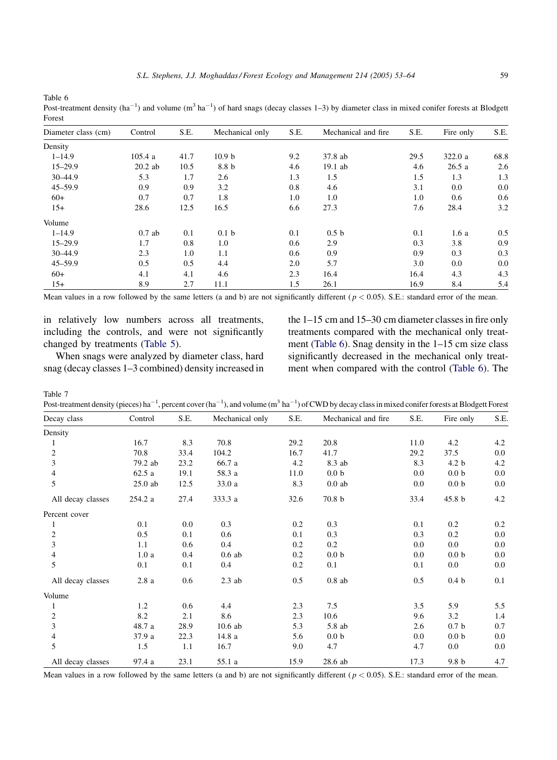Table 6
Post-treatment density ($ha^{-1}$) and volume ($m^3 ha^{-1}$) of hard snags (decay classes 1–3) by diameter class in mixed conifer forests at Blodgett Forest

| Diameter class (cm) | Control | S.E. | Mechanical only | S.E. | Mechanical and fire | S.E. | Fire only | S.E. |
|---|---|---|---|---|---|---|---|---|
| Density | | | | | | | | |
| 1–14.9 | 105.4 a | 41.7 | 10.9 b | 9.2 | 37.8 ab | 29.5 | 322.0 a | 68.8 |
| 15–29.9 | 20.2 ab | 10.5 | 8.8 b | 4.6 | 19.1 ab | 4.6 | 26.5 a | 2.6 |
| 30–44.9 | 5.3 | 1.7 | 2.6 | 1.3 | 1.5 | 1.5 | 1.3 | 1.3 |
| 45–59.9 | 0.9 | 0.9 | 3.2 | 0.8 | 4.6 | 3.1 | 0.0 | 0.0 |
| 60+ | 0.7 | 0.7 | 1.8 | 1.0 | 1.0 | 1.0 | 0.6 | 0.6 |
| 15+ | 28.6 | 12.5 | 16.5 | 6.6 | 27.3 | 7.6 | 28.4 | 3.2 |
| Volume | | | | | | | | |
| 1–14.9 | 0.7 ab | 0.1 | 0.1 b | 0.1 | 0.5 b | 0.1 | 1.6 a | 0.5 |
| 15–29.9 | 1.7 | 0.8 | 1.0 | 0.6 | 2.9 | 0.3 | 3.8 | 0.9 |
| 30–44.9 | 2.3 | 1.0 | 1.1 | 0.6 | 0.9 | 0.9 | 0.3 | 0.3 |
| 45–59.9 | 0.5 | 0.5 | 4.4 | 2.0 | 5.7 | 3.0 | 0.0 | 0.0 |
| 60+ | 4.1 | 4.1 | 4.6 | 2.3 | 16.4 | 16.4 | 4.3 | 4.3 |
| 15+ | 8.9 | 2.7 | 11.1 | 1.5 | 26.1 | 16.9 | 8.4 | 5.4 |

Mean values in a row followed by the same letters (a and b) are not significantly different ($p < 0.05$). S.E.: standard error of the mean.

in relatively low numbers across all treatments, including the controls, and were not significantly changed by treatments (Table 5).

When snags were analyzed by diameter class, hard snag (decay classes 1–3 combined) density increased in the 1–15 cm and 15–30 cm diameter classes in fire only treatments compared with the mechanical only treatment (Table 6). Snag density in the 1–15 cm size class significantly decreased in the mechanical only treatment when compared with the control (Table 6). The

Table 7
Post-treatment density (pieces) $ha^{-1}$, percent cover ($ha^{-1}$), and volume ($m^3 ha^{-1}$) of CWD by decay class in mixed conifer forests at Blodgett Forest

| Decay class | Control | S.E. | Mechanical only | S.E. | Mechanical and fire | S.E. | Fire only | S.E. |
|---|---|---|---|---|---|---|---|---|
| Density | | | | | | | | |
| 1 | 16.7 | 8.3 | 70.8 | 29.2 | 20.8 | 11.0 | 4.2 | 4.2 |
| 2 | 70.8 | 33.4 | 104.2 | 16.7 | 41.7 | 29.2 | 37.5 | 0.0 |
| 3 | 79.2 ab | 23.2 | 66.7 a | 4.2 | 8.3 ab | 8.3 | 4.2 b | 4.2 |
| 4 | 62.5 a | 19.1 | 58.3 a | 11.0 | 0.0 b | 0.0 | 0.0 b | 0.0 |
| 5 | 25.0 ab | 12.5 | 33.0 a | 8.3 | 0.0 ab | 0.0 | 0.0 b | 0.0 |
| All decay classes | 254.2 a | 27.4 | 333.3 a | 32.6 | 70.8 b | 33.4 | 45.8 b | 4.2 |
| Percent cover | | | | | | | | |
| 1 | 0.1 | 0.0 | 0.3 | 0.2 | 0.3 | 0.1 | 0.2 | 0.2 |
| 2 | 0.5 | 0.1 | 0.6 | 0.1 | 0.3 | 0.3 | 0.2 | 0.0 |
| 3 | 1.1 | 0.6 | 0.4 | 0.2 | 0.2 | 0.0 | 0.0 | 0.0 |
| 4 | 1.0 a | 0.4 | 0.6 ab | 0.2 | 0.0 b | 0.0 | 0.0 b | 0.0 |
| 5 | 0.1 | 0.1 | 0.4 | 0.2 | 0.1 | 0.1 | 0.0 | 0.0 |
| All decay classes | 2.8 a | 0.6 | 2.3 ab | 0.5 | 0.8 ab | 0.5 | 0.4 b | 0.1 |
| Volume | | | | | | | | |
| 1 | 1.2 | 0.6 | 4.4 | 2.3 | 7.5 | 3.5 | 5.9 | 5.5 |
| 2 | 8.2 | 2.1 | 8.6 | 2.3 | 10.6 | 9.6 | 3.2 | 1.4 |
| 3 | 48.7 a | 28.9 | 10.6 ab | 5.3 | 5.8 ab | 2.6 | 0.7 b | 0.7 |
| 4 | 37.9 a | 22.3 | 14.8 a | 5.6 | 0.0 b | 0.0 | 0.0 b | 0.0 |
| 5 | 1.5 | 1.1 | 16.7 | 9.0 | 4.7 | 4.7 | 0.0 | 0.0 |
| All decay classes | 97.4 a | 23.1 | 55.1 a | 15.9 | 28.6 ab | 17.3 | 9.8 b | 4.7 |

Mean values in a row followed by the same letters (a and b) are not significantly different ($p < 0.05$). S.E.: standard error of the mean.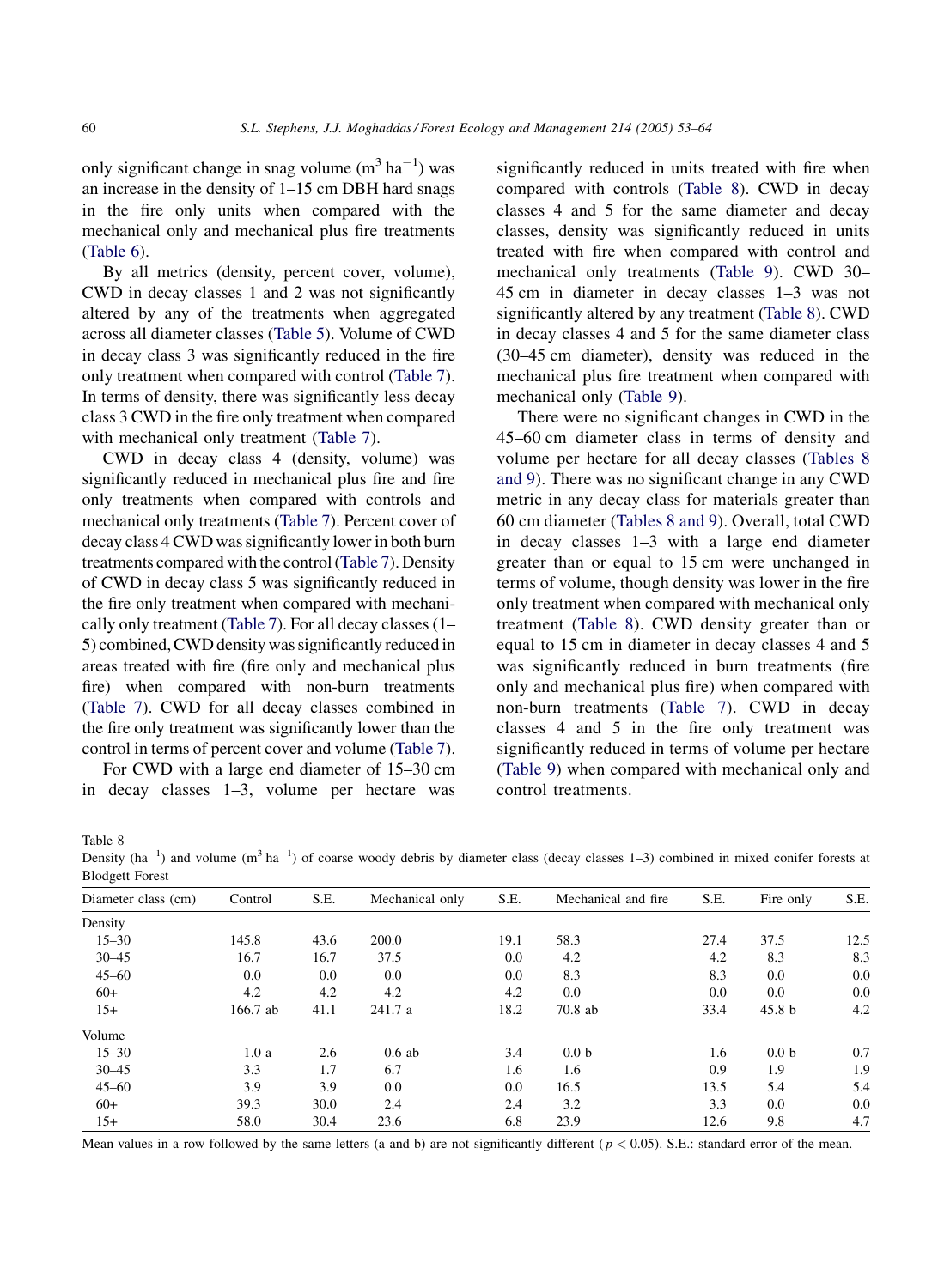only significant change in snag volume ($m^3\ ha^{-1}$) was an increase in the density of 1–15 cm DBH hard snags in the fire only units when compared with the mechanical only and mechanical plus fire treatments (Table 6).

By all metrics (density, percent cover, volume), CWD in decay classes 1 and 2 was not significantly altered by any of the treatments when aggregated across all diameter classes (Table 5). Volume of CWD in decay class 3 was significantly reduced in the fire only treatment when compared with control (Table 7). In terms of density, there was significantly less decay class 3 CWD in the fire only treatment when compared with mechanical only treatment (Table 7).

CWD in decay class 4 (density, volume) was significantly reduced in mechanical plus fire and fire only treatments when compared with controls and mechanical only treatments (Table 7). Percent cover of decay class 4 CWD was significantly lower in both burn treatments compared with the control (Table 7). Density of CWD in decay class 5 was significantly reduced in the fire only treatment when compared with mechanically only treatment (Table 7). For all decay classes (1–5) combined, CWD density was significantly reduced in areas treated with fire (fire only and mechanical plus fire) when compared with non-burn treatments (Table 7). CWD for all decay classes combined in the fire only treatment was significantly lower than the control in terms of percent cover and volume (Table 7).

For CWD with a large end diameter of 15–30 cm in decay classes 1–3, volume per hectare was significantly reduced in units treated with fire when compared with controls (Table 8). CWD in decay classes 4 and 5 for the same diameter and decay classes, density was significantly reduced in units treated with fire when compared with control and mechanical only treatments (Table 9). CWD 30–45 cm in diameter in decay classes 1–3 was not significantly altered by any treatment (Table 8). CWD in decay classes 4 and 5 for the same diameter class (30–45 cm diameter), density was reduced in the mechanical plus fire treatment when compared with mechanical only (Table 9).

There were no significant changes in CWD in the 45–60 cm diameter class in terms of density and volume per hectare for all decay classes (Tables 8 and 9). There was no significant change in any CWD metric in any decay class for materials greater than 60 cm diameter (Tables 8 and 9). Overall, total CWD in decay classes 1–3 with a large end diameter greater than or equal to 15 cm were unchanged in terms of volume, though density was lower in the fire only treatment when compared with mechanical only treatment (Table 8). CWD density greater than or equal to 15 cm in diameter in decay classes 4 and 5 was significantly reduced in burn treatments (fire only and mechanical plus fire) when compared with non-burn treatments (Table 7). CWD in decay classes 4 and 5 in the fire only treatment was significantly reduced in terms of volume per hectare (Table 9) when compared with mechanical only and control treatments.

Table 8
Density ($ha^{-1}$) and volume ($m^3\ ha^{-1}$) of coarse woody debris by diameter class (decay classes 1–3) combined in mixed conifer forests at Blodgett Forest

| Diameter class (cm) | Control | S.E. | Mechanical only | S.E. | Mechanical and fire | S.E. | Fire only | S.E. |
|---|---|---|---|---|---|---|---|---|
| Density | | | | | | | | |
| 15–30 | 145.8 | 43.6 | 200.0 | 19.1 | 58.3 | 27.4 | 37.5 | 12.5 |
| 30–45 | 16.7 | 16.7 | 37.5 | 0.0 | 4.2 | 4.2 | 8.3 | 8.3 |
| 45–60 | 0.0 | 0.0 | 0.0 | 0.0 | 8.3 | 8.3 | 0.0 | 0.0 |
| 60+ | 4.2 | 4.2 | 4.2 | 4.2 | 0.0 | 0.0 | 0.0 | 0.0 |
| 15+ | 166.7 ab | 41.1 | 241.7 a | 18.2 | 70.8 ab | 33.4 | 45.8 b | 4.2 |
| Volume | | | | | | | | |
| 15–30 | 1.0 a | 2.6 | 0.6 ab | 3.4 | 0.0 b | 1.6 | 0.0 b | 0.7 |
| 30–45 | 3.3 | 1.7 | 6.7 | 1.6 | 1.6 | 0.9 | 1.9 | 1.9 |
| 45–60 | 3.9 | 3.9 | 0.0 | 0.0 | 16.5 | 13.5 | 5.4 | 5.4 |
| 60+ | 39.3 | 30.0 | 2.4 | 2.4 | 3.2 | 3.3 | 0.0 | 0.0 |
| 15+ | 58.0 | 30.4 | 23.6 | 6.8 | 23.9 | 12.6 | 9.8 | 4.7 |

Mean values in a row followed by the same letters (a and b) are not significantly different ($p < 0.05$). S.E.: standard error of the mean.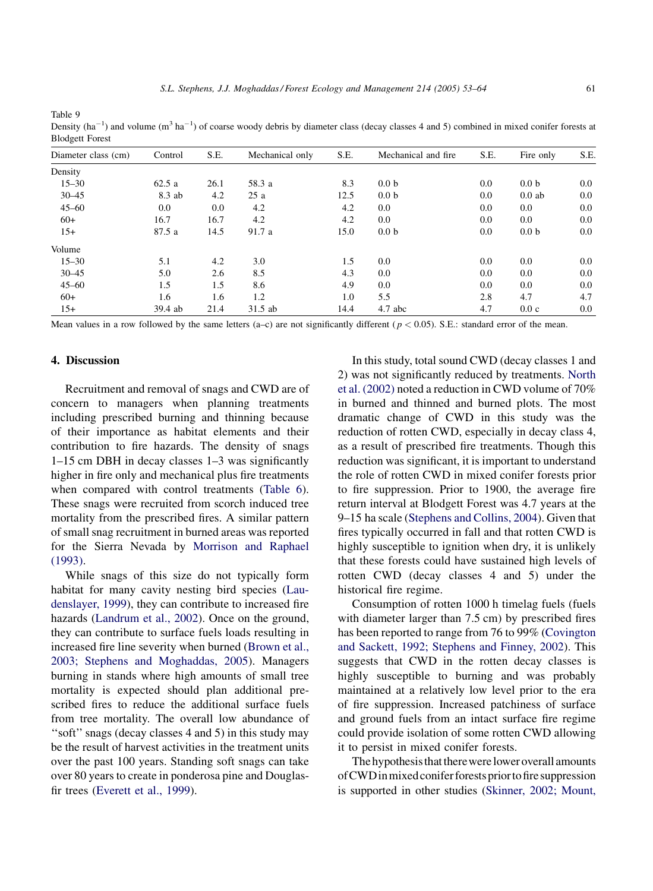Table 9

Density ($ha^{-1}$) and volume ($m^3\ ha^{-1}$) of coarse woody debris by diameter class (decay classes 4 and 5) combined in mixed conifer forests at Blodgett Forest

| Diameter class (cm) | Control | S.E. | Mechanical only | S.E. | Mechanical and fire | S.E. | Fire only | S.E. |
|---|---|---|---|---|---|---|---|---|
| Density | | | | | | | | |
| 15–30 | 62.5 a | 26.1 | 58.3 a | 8.3 | 0.0 b | 0.0 | 0.0 b | 0.0 |
| 30–45 | 8.3 ab | 4.2 | 25 a | 12.5 | 0.0 b | 0.0 | 0.0 ab | 0.0 |
| 45–60 | 0.0 | 0.0 | 4.2 | 4.2 | 0.0 | 0.0 | 0.0 | 0.0 |
| 60+ | 16.7 | 16.7 | 4.2 | 4.2 | 0.0 | 0.0 | 0.0 | 0.0 |
| 15+ | 87.5 a | 14.5 | 91.7 a | 15.0 | 0.0 b | 0.0 | 0.0 b | 0.0 |
| Volume | | | | | | | | |
| 15–30 | 5.1 | 4.2 | 3.0 | 1.5 | 0.0 | 0.0 | 0.0 | 0.0 |
| 30–45 | 5.0 | 2.6 | 8.5 | 4.3 | 0.0 | 0.0 | 0.0 | 0.0 |
| 45–60 | 1.5 | 1.5 | 8.6 | 4.9 | 0.0 | 0.0 | 0.0 | 0.0 |
| 60+ | 1.6 | 1.6 | 1.2 | 1.0 | 5.5 | 2.8 | 4.7 | 4.7 |
| 15+ | 39.4 ab | 21.4 | 31.5 ab | 14.4 | 4.7 abc | 4.7 | 0.0 c | 0.0 |

Mean values in a row followed by the same letters (a–c) are not significantly different ($p < 0.05$). S.E.: standard error of the mean.

## 4. Discussion

Recruitment and removal of snags and CWD are of concern to managers when planning treatments including prescribed burning and thinning because of their importance as habitat elements and their contribution to fire hazards. The density of snags 1–15 cm DBH in decay classes 1–3 was significantly higher in fire only and mechanical plus fire treatments when compared with control treatments (Table 6). These snags were recruited from scorch induced tree mortality from the prescribed fires. A similar pattern of small snag recruitment in burned areas was reported for the Sierra Nevada by Morrison and Raphael (1993).

While snags of this size do not typically form habitat for many cavity nesting bird species (Laudenslayer, 1999), they can contribute to increased fire hazards (Landrum et al., 2002). Once on the ground, they can contribute to surface fuels loads resulting in increased fire line severity when burned (Brown et al., 2003; Stephens and Moghaddas, 2005). Managers burning in stands where high amounts of small tree mortality is expected should plan additional prescribed fires to reduce the additional surface fuels from tree mortality. The overall low abundance of ''soft'' snags (decay classes 4 and 5) in this study may be the result of harvest activities in the treatment units over the past 100 years. Standing soft snags can take over 80 years to create in ponderosa pine and Douglas-fir trees (Everett et al., 1999).

In this study, total sound CWD (decay classes 1 and 2) was not significantly reduced by treatments. North et al. (2002) noted a reduction in CWD volume of 70% in burned and thinned and burned plots. The most dramatic change of CWD in this study was the reduction of rotten CWD, especially in decay class 4, as a result of prescribed fire treatments. Though this reduction was significant, it is important to understand the role of rotten CWD in mixed conifer forests prior to fire suppression. Prior to 1900, the average fire return interval at Blodgett Forest was 4.7 years at the 9–15 ha scale (Stephens and Collins, 2004). Given that fires typically occurred in fall and that rotten CWD is highly susceptible to ignition when dry, it is unlikely that these forests could have sustained high levels of rotten CWD (decay classes 4 and 5) under the historical fire regime.

Consumption of rotten 1000 h timelag fuels (fuels with diameter larger than 7.5 cm) by prescribed fires has been reported to range from 76 to 99% (Covington and Sackett, 1992; Stephens and Finney, 2002). This suggests that CWD in the rotten decay classes is highly susceptible to burning and was probably maintained at a relatively low level prior to the era of fire suppression. Increased patchiness of surface and ground fuels from an intact surface fire regime could provide isolation of some rotten CWD allowing it to persist in mixed conifer forests.

The hypothesis that there were lower overall amounts of CWD in mixed conifer forests prior to fire suppression is supported in other studies (Skinner, 2002; Mount,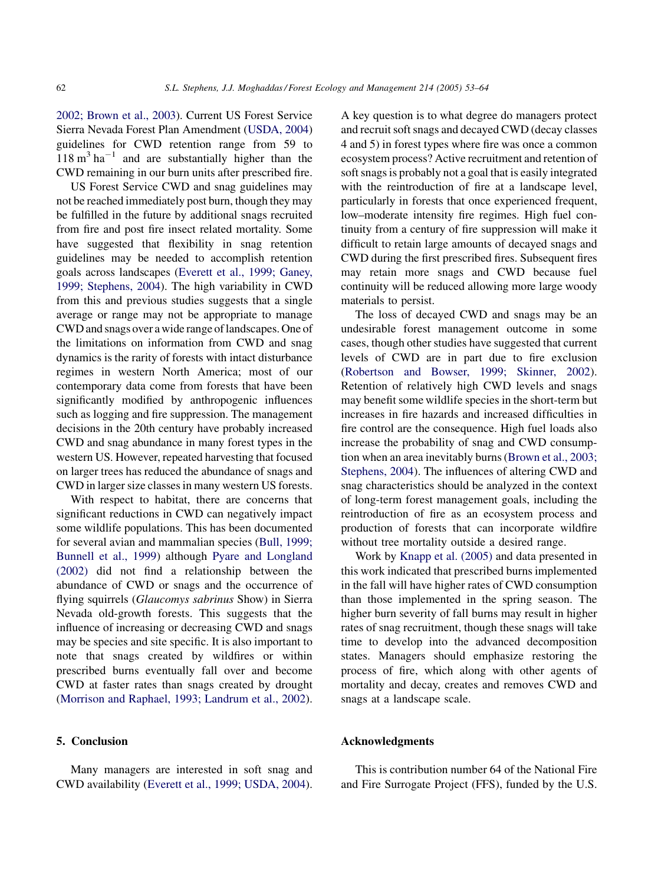2002; Brown et al., 2003). Current US Forest Service Sierra Nevada Forest Plan Amendment (USDA, 2004) guidelines for CWD retention range from 59 to $118\ m^3\ ha^{-1}$ and are substantially higher than the CWD remaining in our burn units after prescribed fire.

US Forest Service CWD and snag guidelines may not be reached immediately post burn, though they may be fulfilled in the future by additional snags recruited from fire and post fire insect related mortality. Some have suggested that flexibility in snag retention guidelines may be needed to accomplish retention goals across landscapes (Everett et al., 1999; Ganey, 1999; Stephens, 2004). The high variability in CWD from this and previous studies suggests that a single average or range may not be appropriate to manage CWD and snags over a wide range of landscapes. One of the limitations on information from CWD and snag dynamics is the rarity of forests with intact disturbance regimes in western North America; most of our contemporary data come from forests that have been significantly modified by anthropogenic influences such as logging and fire suppression. The management decisions in the 20th century have probably increased CWD and snag abundance in many forest types in the western US. However, repeated harvesting that focused on larger trees has reduced the abundance of snags and CWD in larger size classes in many western US forests.

With respect to habitat, there are concerns that significant reductions in CWD can negatively impact some wildlife populations. This has been documented for several avian and mammalian species (Bull, 1999; Bunnell et al., 1999) although Pyare and Longland (2002) did not find a relationship between the abundance of CWD or snags and the occurrence of flying squirrels (*Glaucomys sabrinus* Show) in Sierra Nevada old-growth forests. This suggests that the influence of increasing or decreasing CWD and snags may be species and site specific. It is also important to note that snags created by wildfires or within prescribed burns eventually fall over and become CWD at faster rates than snags created by drought (Morrison and Raphael, 1993; Landrum et al., 2002).

## 5. Conclusion

Many managers are interested in soft snag and CWD availability (Everett et al., 1999; USDA, 2004). A key question is to what degree do managers protect and recruit soft snags and decayed CWD (decay classes 4 and 5) in forest types where fire was once a common ecosystem process? Active recruitment and retention of soft snags is probably not a goal that is easily integrated with the reintroduction of fire at a landscape level, particularly in forests that once experienced frequent, low–moderate intensity fire regimes. High fuel continuity from a century of fire suppression will make it difficult to retain large amounts of decayed snags and CWD during the first prescribed fires. Subsequent fires may retain more snags and CWD because fuel continuity will be reduced allowing more large woody materials to persist.

The loss of decayed CWD and snags may be an undesirable forest management outcome in some cases, though other studies have suggested that current levels of CWD are in part due to fire exclusion (Robertson and Bowser, 1999; Skinner, 2002). Retention of relatively high CWD levels and snags may benefit some wildlife species in the short-term but increases in fire hazards and increased difficulties in fire control are the consequence. High fuel loads also increase the probability of snag and CWD consumption when an area inevitably burns (Brown et al., 2003; Stephens, 2004). The influences of altering CWD and snag characteristics should be analyzed in the context of long-term forest management goals, including the reintroduction of fire as an ecosystem process and production of forests that can incorporate wildfire without tree mortality outside a desired range.

Work by Knapp et al. (2005) and data presented in this work indicated that prescribed burns implemented in the fall will have higher rates of CWD consumption than those implemented in the spring season. The higher burn severity of fall burns may result in higher rates of snag recruitment, though these snags will take time to develop into the advanced decomposition states. Managers should emphasize restoring the process of fire, which along with other agents of mortality and decay, creates and removes CWD and snags at a landscape scale.

## Acknowledgments

This is contribution number 64 of the National Fire and Fire Surrogate Project (FFS), funded by the U.S.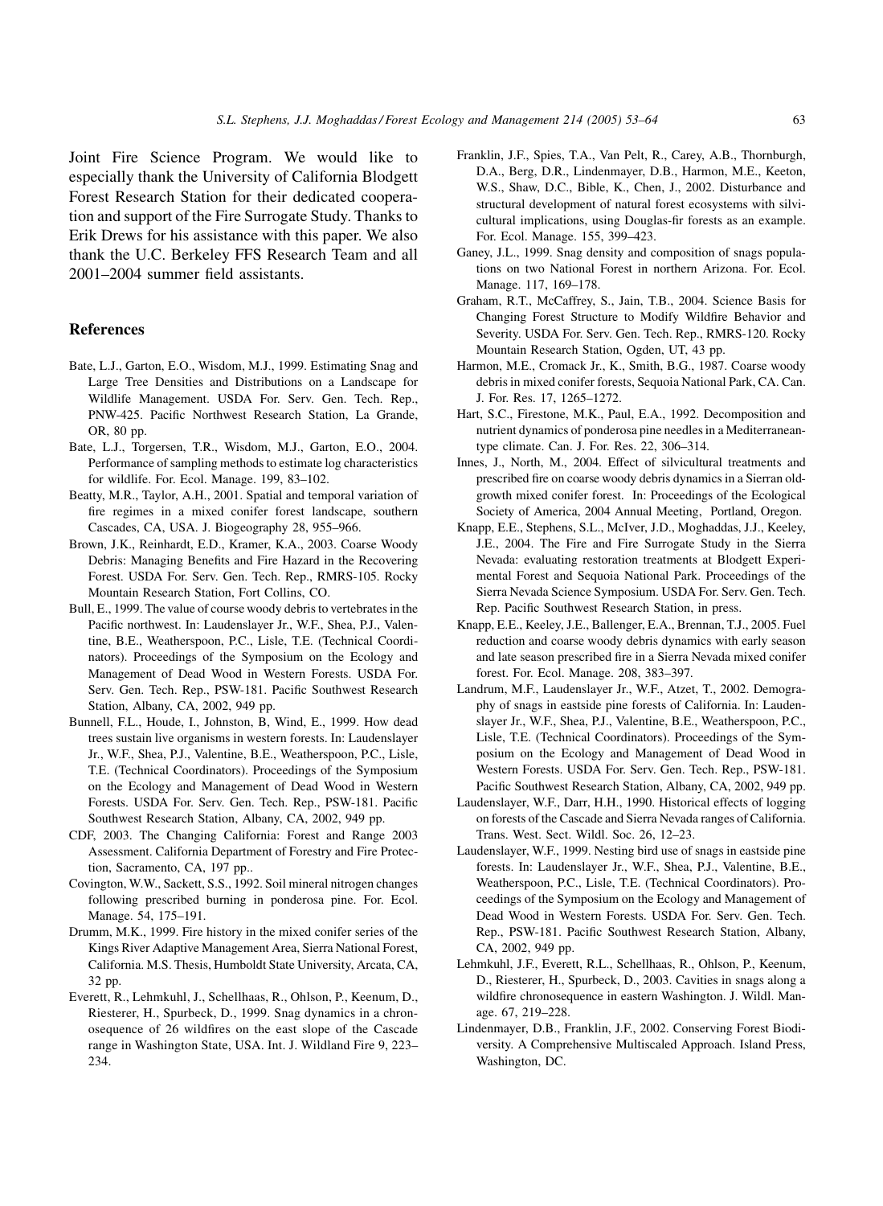Joint Fire Science Program. We would like to especially thank the University of California Blodgett Forest Research Station for their dedicated cooperation and support of the Fire Surrogate Study. Thanks to Erik Drews for his assistance with this paper. We also thank the U.C. Berkeley FFS Research Team and all 2001–2004 summer field assistants.

## References

Bate, L.J., Garton, E.O., Wisdom, M.J., 1999. Estimating Snag and Large Tree Densities and Distributions on a Landscape for Wildlife Management. USDA For. Serv. Gen. Tech. Rep., PNW-425. Pacific Northwest Research Station, La Grande, OR, 80 pp.

Bate, L.J., Torgersen, T.R., Wisdom, M.J., Garton, E.O., 2004. Performance of sampling methods to estimate log characteristics for wildlife. For. Ecol. Manage. 199, 83–102.

Beatty, M.R., Taylor, A.H., 2001. Spatial and temporal variation of fire regimes in a mixed conifer forest landscape, southern Cascades, CA, USA. J. Biogeography 28, 955–966.

Brown, J.K., Reinhardt, E.D., Kramer, K.A., 2003. Coarse Woody Debris: Managing Benefits and Fire Hazard in the Recovering Forest. USDA For. Serv. Gen. Tech. Rep., RMRS-105. Rocky Mountain Research Station, Fort Collins, CO.

Bull, E., 1999. The value of course woody debris to vertebrates in the Pacific northwest. In: Laudenslayer Jr., W.F., Shea, P.J., Valentine, B.E., Weatherspoon, P.C., Lisle, T.E. (Technical Coordinators). Proceedings of the Symposium on the Ecology and Management of Dead Wood in Western Forests. USDA For. Serv. Gen. Tech. Rep., PSW-181. Pacific Southwest Research Station, Albany, CA, 2002, 949 pp.

Bunnell, F.L., Houde, I., Johnston, B, Wind, E., 1999. How dead trees sustain live organisms in western forests. In: Laudenslayer Jr., W.F., Shea, P.J., Valentine, B.E., Weatherspoon, P.C., Lisle, T.E. (Technical Coordinators). Proceedings of the Symposium on the Ecology and Management of Dead Wood in Western Forests. USDA For. Serv. Gen. Tech. Rep., PSW-181. Pacific Southwest Research Station, Albany, CA, 2002, 949 pp.

CDF, 2003. The Changing California: Forest and Range 2003 Assessment. California Department of Forestry and Fire Protection, Sacramento, CA, 197 pp..

Covington, W.W., Sackett, S.S., 1992. Soil mineral nitrogen changes following prescribed burning in ponderosa pine. For. Ecol. Manage. 54, 175–191.

Drumm, M.K., 1999. Fire history in the mixed conifer series of the Kings River Adaptive Management Area, Sierra National Forest, California. M.S. Thesis, Humboldt State University, Arcata, CA, 32 pp.

Everett, R., Lehmkuhl, J., Schellhaas, R., Ohlson, P., Keenum, D., Riesterer, H., Spurbeck, D., 1999. Snag dynamics in a chronosequence of 26 wildfires on the east slope of the Cascade range in Washington State, USA. Int. J. Wildland Fire 9, 223–234.

Franklin, J.F., Spies, T.A., Van Pelt, R., Carey, A.B., Thornburgh, D.A., Berg, D.R., Lindenmayer, D.B., Harmon, M.E., Keeton, W.S., Shaw, D.C., Bible, K., Chen, J., 2002. Disturbance and structural development of natural forest ecosystems with silvicultural implications, using Douglas-fir forests as an example. For. Ecol. Manage. 155, 399–423.

Ganey, J.L., 1999. Snag density and composition of snags populations on two National Forest in northern Arizona. For. Ecol. Manage. 117, 169–178.

Graham, R.T., McCaffrey, S., Jain, T.B., 2004. Science Basis for Changing Forest Structure to Modify Wildfire Behavior and Severity. USDA For. Serv. Gen. Tech. Rep., RMRS-120. Rocky Mountain Research Station, Ogden, UT, 43 pp.

Harmon, M.E., Cromack Jr., K., Smith, B.G., 1987. Coarse woody debris in mixed conifer forests, Sequoia National Park, CA. Can. J. For. Res. 17, 1265–1272.

Hart, S.C., Firestone, M.K., Paul, E.A., 1992. Decomposition and nutrient dynamics of ponderosa pine needles in a Mediterranean-type climate. Can. J. For. Res. 22, 306–314.

Innes, J., North, M., 2004. Effect of silvicultural treatments and prescribed fire on coarse woody debris dynamics in a Sierran old-growth mixed conifer forest. In: Proceedings of the Ecological Society of America, 2004 Annual Meeting, Portland, Oregon.

Knapp, E.E., Stephens, S.L., McIver, J.D., Moghaddas, J.J., Keeley, J.E., 2004. The Fire and Fire Surrogate Study in the Sierra Nevada: evaluating restoration treatments at Blodgett Experimental Forest and Sequoia National Park. Proceedings of the Sierra Nevada Science Symposium. USDA For. Serv. Gen. Tech. Rep. Pacific Southwest Research Station, in press.

Knapp, E.E., Keeley, J.E., Ballenger, E.A., Brennan, T.J., 2005. Fuel reduction and coarse woody debris dynamics with early season and late season prescribed fire in a Sierra Nevada mixed conifer forest. For. Ecol. Manage. 208, 383–397.

Landrum, M.F., Laudenslayer Jr., W.F., Atzet, T., 2002. Demography of snags in eastside pine forests of California. In: Laudenslayer Jr., W.F., Shea, P.J., Valentine, B.E., Weatherspoon, P.C., Lisle, T.E. (Technical Coordinators). Proceedings of the Symposium on the Ecology and Management of Dead Wood in Western Forests. USDA For. Serv. Gen. Tech. Rep., PSW-181. Pacific Southwest Research Station, Albany, CA, 2002, 949 pp.

Laudenslayer, W.F., Darr, H.H., 1990. Historical effects of logging on forests of the Cascade and Sierra Nevada ranges of California. Trans. West. Sect. Wildl. Soc. 26, 12–23.

Laudenslayer, W.F., 1999. Nesting bird use of snags in eastside pine forests. In: Laudenslayer Jr., W.F., Shea, P.J., Valentine, B.E., Weatherspoon, P.C., Lisle, T.E. (Technical Coordinators). Proceedings of the Symposium on the Ecology and Management of Dead Wood in Western Forests. USDA For. Serv. Gen. Tech. Rep., PSW-181. Pacific Southwest Research Station, Albany, CA, 2002, 949 pp.

Lehmkuhl, J.F., Everett, R.L., Schellhaas, R., Ohlson, P., Keenum, D., Riesterer, H., Spurbeck, D., 2003. Cavities in snags along a wildfire chronosequence in eastern Washington. J. Wildl. Manage. 67, 219–228.

Lindenmayer, D.B., Franklin, J.F., 2002. Conserving Forest Biodiversity. A Comprehensive Multiscaled Approach. Island Press, Washington, DC.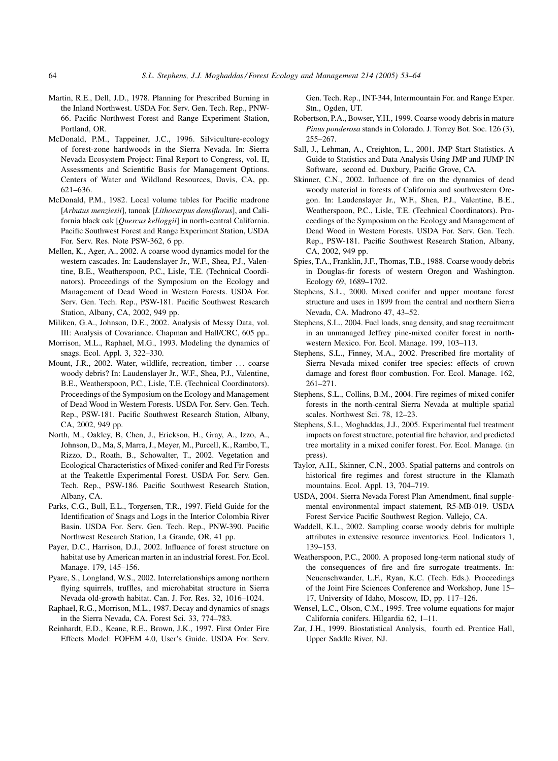Martin, R.E., Dell, J.D., 1978. Planning for Prescribed Burning in the Inland Northwest. USDA For. Serv. Gen. Tech. Rep., PNW-66. Pacific Northwest Forest and Range Experiment Station, Portland, OR.

McDonald, P.M., Tappeiner, J.C., 1996. Silviculture-ecology of forest-zone hardwoods in the Sierra Nevada. In: Sierra Nevada Ecosystem Project: Final Report to Congress, vol. II, Assessments and Scientific Basis for Management Options. Centers of Water and Wildland Resources, Davis, CA, pp. 621–636.

McDonald, P.M., 1982. Local volume tables for Pacific madrone [*Arbutus menziesii*], tanoak [*Lithocarpus densiflorus*], and California black oak [*Quercus kelloggii*] in north-central California. Pacific Southwest Forest and Range Experiment Station, USDA For. Serv. Res. Note PSW-362, 6 pp.

Mellen, K., Ager, A., 2002. A coarse wood dynamics model for the western cascades. In: Laudenslayer Jr., W.F., Shea, P.J., Valentine, B.E., Weatherspoon, P.C., Lisle, T.E. (Technical Coordinators). Proceedings of the Symposium on the Ecology and Management of Dead Wood in Western Forests. USDA For. Serv. Gen. Tech. Rep., PSW-181. Pacific Southwest Research Station, Albany, CA, 2002, 949 pp.

Miliken, G.A., Johnson, D.E., 2002. Analysis of Messy Data, vol. III: Analysis of Covariance. Chapman and Hall/CRC, 605 pp..

Morrison, M.L., Raphael, M.G., 1993. Modeling the dynamics of snags. Ecol. Appl. 3, 322–330.

Mount, J.R., 2002. Water, wildlife, recreation, timber ... coarse woody debris? In: Laudenslayer Jr., W.F., Shea, P.J., Valentine, B.E., Weatherspoon, P.C., Lisle, T.E. (Technical Coordinators). Proceedings of the Symposium on the Ecology and Management of Dead Wood in Western Forests. USDA For. Serv. Gen. Tech. Rep., PSW-181. Pacific Southwest Research Station, Albany, CA, 2002, 949 pp.

North, M., Oakley, B, Chen, J., Erickson, H., Gray, A., Izzo, A., Johnson, D., Ma, S, Marra, J., Meyer, M., Purcell, K., Rambo, T., Rizzo, D., Roath, B., Schowalter, T., 2002. Vegetation and Ecological Characteristics of Mixed-conifer and Red Fir Forests at the Teakettle Experimental Forest. USDA For. Serv. Gen. Tech. Rep., PSW-186. Pacific Southwest Research Station, Albany, CA.

Parks, C.G., Bull, E.L., Torgersen, T.R., 1997. Field Guide for the Identification of Snags and Logs in the Interior Colombia River Basin. USDA For. Serv. Gen. Tech. Rep., PNW-390. Pacific Northwest Research Station, La Grande, OR, 41 pp.

Payer, D.C., Harrison, D.J., 2002. Influence of forest structure on habitat use by American marten in an industrial forest. For. Ecol. Manage. 179, 145–156.

Pyare, S., Longland, W.S., 2002. Interrelationships among northern flying squirrels, truffles, and microhabitat structure in Sierra Nevada old-growth habitat. Can. J. For. Res. 32, 1016–1024.

Raphael, R.G., Morrison, M.L., 1987. Decay and dynamics of snags in the Sierra Nevada, CA. Forest Sci. 33, 774–783.

Reinhardt, E.D., Keane, R.E., Brown, J.K., 1997. First Order Fire Effects Model: FOFEM 4.0, User's Guide. USDA For. Serv. Gen. Tech. Rep., INT-344, Intermountain For. and Range Exper. Stn., Ogden, UT.

Robertson, P.A., Bowser, Y.H., 1999. Coarse woody debris in mature *Pinus ponderosa* stands in Colorado. J. Torrey Bot. Soc. 126 (3), 255–267.

Sall, J., Lehman, A., Creighton, L., 2001. JMP Start Statistics. A Guide to Statistics and Data Analysis Using JMP and JUMP IN Software, second ed. Duxbury, Pacific Grove, CA.

Skinner, C.N., 2002. Influence of fire on the dynamics of dead woody material in forests of California and southwestern Oregon. In: Laudenslayer Jr., W.F., Shea, P.J., Valentine, B.E., Weatherspoon, P.C., Lisle, T.E. (Technical Coordinators). Proceedings of the Symposium on the Ecology and Management of Dead Wood in Western Forests. USDA For. Serv. Gen. Tech. Rep., PSW-181. Pacific Southwest Research Station, Albany, CA, 2002, 949 pp.

Spies, T.A., Franklin, J.F., Thomas, T.B., 1988. Coarse woody debris in Douglas-fir forests of western Oregon and Washington. Ecology 69, 1689–1702.

Stephens, S.L., 2000. Mixed conifer and upper montane forest structure and uses in 1899 from the central and northern Sierra Nevada, CA. Madrono 47, 43–52.

Stephens, S.L., 2004. Fuel loads, snag density, and snag recruitment in an unmanaged Jeffrey pine-mixed conifer forest in northwestern Mexico. For. Ecol. Manage. 199, 103–113.

Stephens, S.L., Finney, M.A., 2002. Prescribed fire mortality of Sierra Nevada mixed conifer tree species: effects of crown damage and forest floor combustion. For. Ecol. Manage. 162, 261–271.

Stephens, S.L., Collins, B.M., 2004. Fire regimes of mixed conifer forests in the north-central Sierra Nevada at multiple spatial scales. Northwest Sci. 78, 12–23.

Stephens, S.L., Moghaddas, J.J., 2005. Experimental fuel treatment impacts on forest structure, potential fire behavior, and predicted tree mortality in a mixed conifer forest. For. Ecol. Manage. (in press).

Taylor, A.H., Skinner, C.N., 2003. Spatial patterns and controls on historical fire regimes and forest structure in the Klamath mountains. Ecol. Appl. 13, 704–719.

USDA, 2004. Sierra Nevada Forest Plan Amendment, final supplemental environmental impact statement, R5-MB-019. USDA Forest Service Pacific Southwest Region. Vallejo, CA.

Waddell, K.L., 2002. Sampling coarse woody debris for multiple attributes in extensive resource inventories. Ecol. Indicators 1, 139–153.

Weatherspoon, P.C., 2000. A proposed long-term national study of the consequences of fire and fire surrogate treatments. In: Neuenschwander, L.F., Ryan, K.C. (Tech. Eds.). Proceedings of the Joint Fire Sciences Conference and Workshop, June 15–17, University of Idaho, Moscow, ID, pp. 117–126.

Wensel, L.C., Olson, C.M., 1995. Tree volume equations for major California conifers. Hilgardia 62, 1–11.

Zar, J.H., 1999. Biostatistical Analysis, fourth ed. Prentice Hall, Upper Saddle River, NJ.